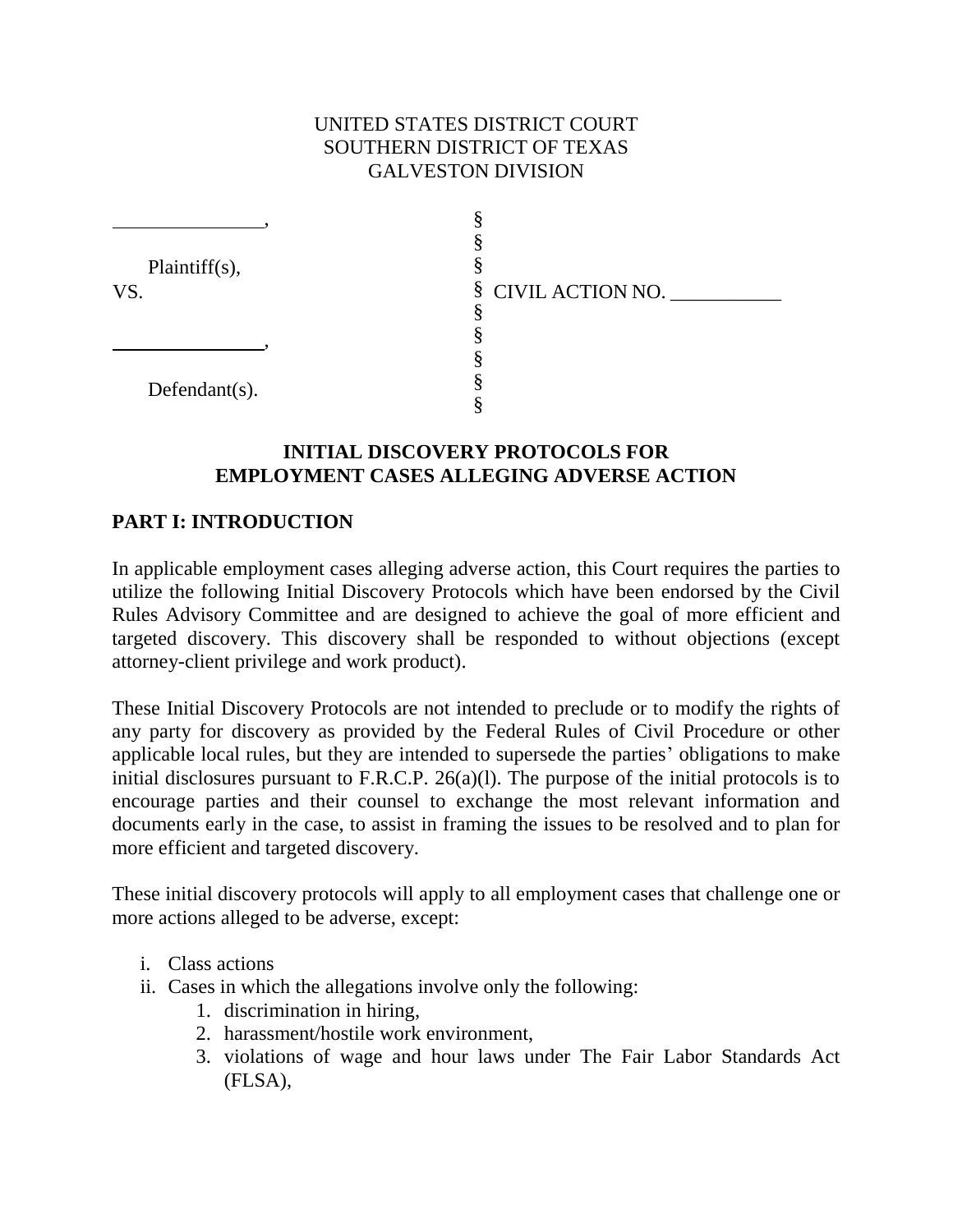UNITED STATES DISTRICT COURT
SOUTHERN DISTRICT OF TEXAS
GALVESTON DIVISION

| | | |
|---|---|---|
| \_\_\_\_\_\_\_\_\_\_\_\_\_\_\_, | § | |
| | § | |
| Plaintiff(s), | § | |
| VS. | § | CIVIL ACTION NO. \_\_\_\_\_\_\_\_\_\_\_ |
| | § | |
| \_\_\_\_\_\_\_\_\_\_\_\_\_\_\_, | § | |
| | § | |
| Defendant(s). | § | |
| | § | |

## INITIAL DISCOVERY PROTOCOLS FOR EMPLOYMENT CASES ALLEGING ADVERSE ACTION

## PART I: INTRODUCTION

In applicable employment cases alleging adverse action, this Court requires the parties to utilize the following Initial Discovery Protocols which have been endorsed by the Civil Rules Advisory Committee and are designed to achieve the goal of more efficient and targeted discovery. This discovery shall be responded to without objections (except attorney-client privilege and work product).

These Initial Discovery Protocols are not intended to preclude or to modify the rights of any party for discovery as provided by the Federal Rules of Civil Procedure or other applicable local rules, but they are intended to supersede the parties' obligations to make initial disclosures pursuant to F.R.C.P. 26(a)(l). The purpose of the initial protocols is to encourage parties and their counsel to exchange the most relevant information and documents early in the case, to assist in framing the issues to be resolved and to plan for more efficient and targeted discovery.

These initial discovery protocols will apply to all employment cases that challenge one or more actions alleged to be adverse, except:

i. Class actions
ii. Cases in which the allegations involve only the following:
    1. discrimination in hiring,
    2. harassment/hostile work environment,
    3. violations of wage and hour laws under The Fair Labor Standards Act (FLSA),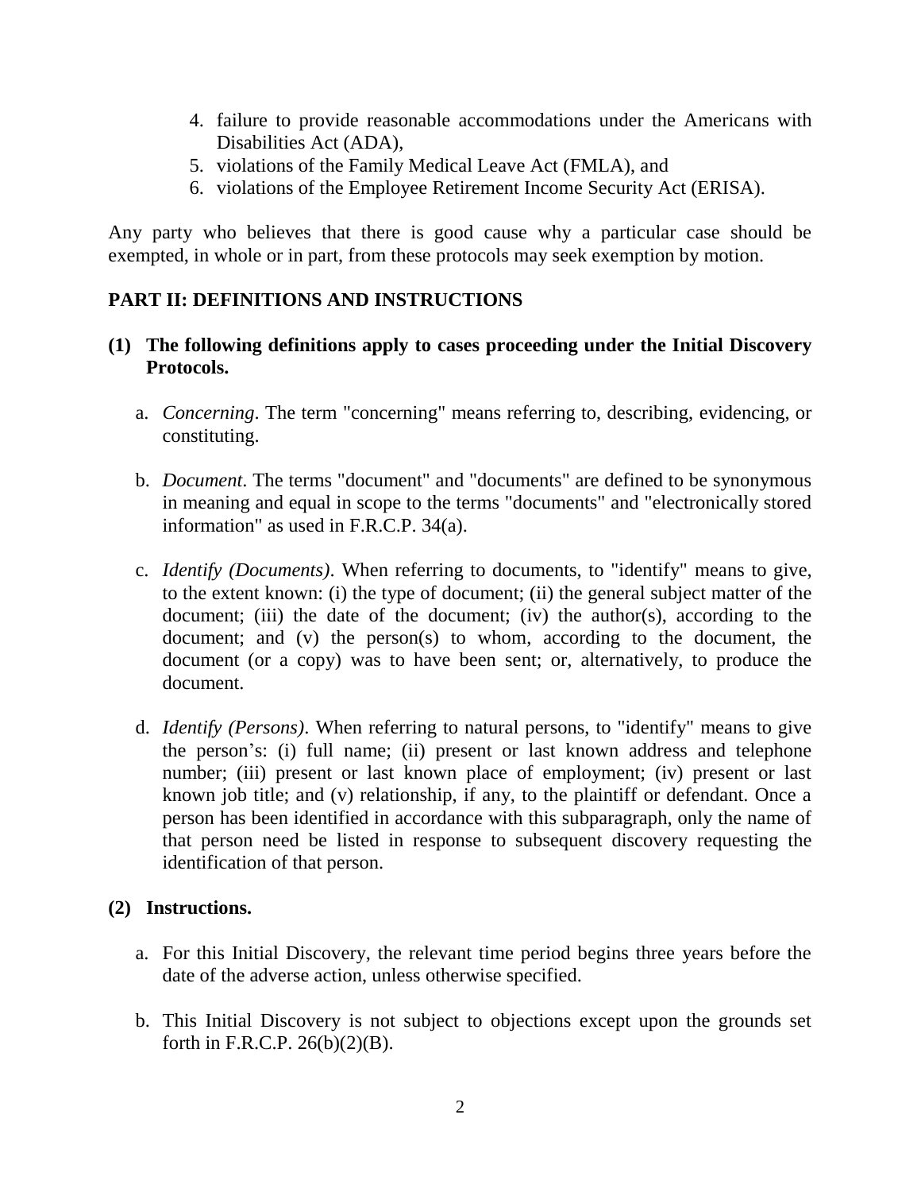4. failure to provide reasonable accommodations under the Americans with Disabilities Act (ADA),
5. violations of the Family Medical Leave Act (FMLA), and
6. violations of the Employee Retirement Income Security Act (ERISA).

Any party who believes that there is good cause why a particular case should be exempted, in whole or in part, from these protocols may seek exemption by motion.

## PART II: DEFINITIONS AND INSTRUCTIONS

**(1) The following definitions apply to cases proceeding under the Initial Discovery Protocols.**

a. *Concerning*. The term "concerning" means referring to, describing, evidencing, or constituting.

b. *Document*. The terms "document" and "documents" are defined to be synonymous in meaning and equal in scope to the terms "documents" and "electronically stored information" as used in F.R.C.P. 34(a).

c. *Identify (Documents)*. When referring to documents, to "identify" means to give, to the extent known: (i) the type of document; (ii) the general subject matter of the document; (iii) the date of the document; (iv) the author(s), according to the document; and (v) the person(s) to whom, according to the document, the document (or a copy) was to have been sent; or, alternatively, to produce the document.

d. *Identify (Persons)*. When referring to natural persons, to "identify" means to give the person's: (i) full name; (ii) present or last known address and telephone number; (iii) present or last known place of employment; (iv) present or last known job title; and (v) relationship, if any, to the plaintiff or defendant. Once a person has been identified in accordance with this subparagraph, only the name of that person need be listed in response to subsequent discovery requesting the identification of that person.

**(2) Instructions.**

a. For this Initial Discovery, the relevant time period begins three years before the date of the adverse action, unless otherwise specified.

b. This Initial Discovery is not subject to objections except upon the grounds set forth in F.R.C.P. 26(b)(2)(B).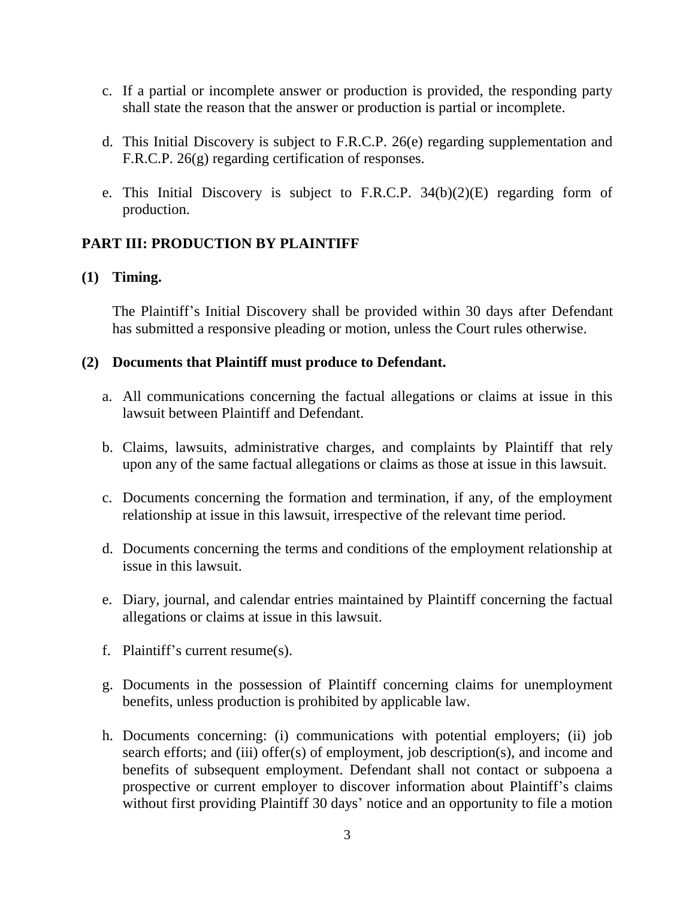c. If a partial or incomplete answer or production is provided, the responding party shall state the reason that the answer or production is partial or incomplete.

d. This Initial Discovery is subject to F.R.C.P. 26(e) regarding supplementation and F.R.C.P. 26(g) regarding certification of responses.

e. This Initial Discovery is subject to F.R.C.P. 34(b)(2)(E) regarding form of production.

## PART III: PRODUCTION BY PLAINTIFF

### (1) Timing.

The Plaintiff's Initial Discovery shall be provided within 30 days after Defendant has submitted a responsive pleading or motion, unless the Court rules otherwise.

### (2) Documents that Plaintiff must produce to Defendant.

a. All communications concerning the factual allegations or claims at issue in this lawsuit between Plaintiff and Defendant.

b. Claims, lawsuits, administrative charges, and complaints by Plaintiff that rely upon any of the same factual allegations or claims as those at issue in this lawsuit.

c. Documents concerning the formation and termination, if any, of the employment relationship at issue in this lawsuit, irrespective of the relevant time period.

d. Documents concerning the terms and conditions of the employment relationship at issue in this lawsuit.

e. Diary, journal, and calendar entries maintained by Plaintiff concerning the factual allegations or claims at issue in this lawsuit.

f. Plaintiff's current resume(s).

g. Documents in the possession of Plaintiff concerning claims for unemployment benefits, unless production is prohibited by applicable law.

h. Documents concerning: (i) communications with potential employers; (ii) job search efforts; and (iii) offer(s) of employment, job description(s), and income and benefits of subsequent employment. Defendant shall not contact or subpoena a prospective or current employer to discover information about Plaintiff's claims without first providing Plaintiff 30 days' notice and an opportunity to file a motion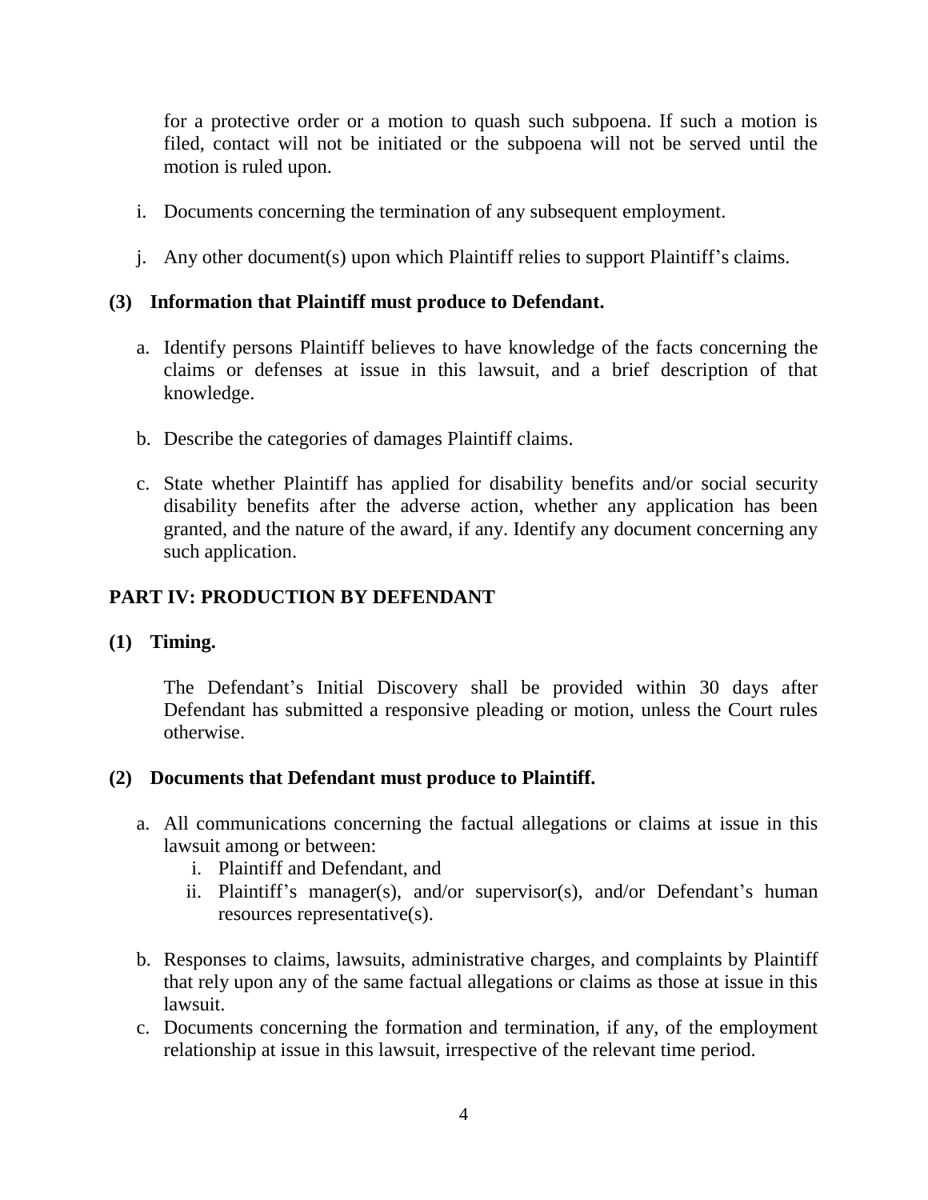for a protective order or a motion to quash such subpoena. If such a motion is filed, contact will not be initiated or the subpoena will not be served until the motion is ruled upon.

i. Documents concerning the termination of any subsequent employment.

j. Any other document(s) upon which Plaintiff relies to support Plaintiff's claims.

**(3) Information that Plaintiff must produce to Defendant.**

a. Identify persons Plaintiff believes to have knowledge of the facts concerning the claims or defenses at issue in this lawsuit, and a brief description of that knowledge.

b. Describe the categories of damages Plaintiff claims.

c. State whether Plaintiff has applied for disability benefits and/or social security disability benefits after the adverse action, whether any application has been granted, and the nature of the award, if any. Identify any document concerning any such application.

## PART IV: PRODUCTION BY DEFENDANT

**(1) Timing.**

The Defendant's Initial Discovery shall be provided within 30 days after Defendant has submitted a responsive pleading or motion, unless the Court rules otherwise.

**(2) Documents that Defendant must produce to Plaintiff.**

a. All communications concerning the factual allegations or claims at issue in this lawsuit among or between:
   i. Plaintiff and Defendant, and
   ii. Plaintiff's manager(s), and/or supervisor(s), and/or Defendant's human resources representative(s).

b. Responses to claims, lawsuits, administrative charges, and complaints by Plaintiff that rely upon any of the same factual allegations or claims as those at issue in this lawsuit.

c. Documents concerning the formation and termination, if any, of the employment relationship at issue in this lawsuit, irrespective of the relevant time period.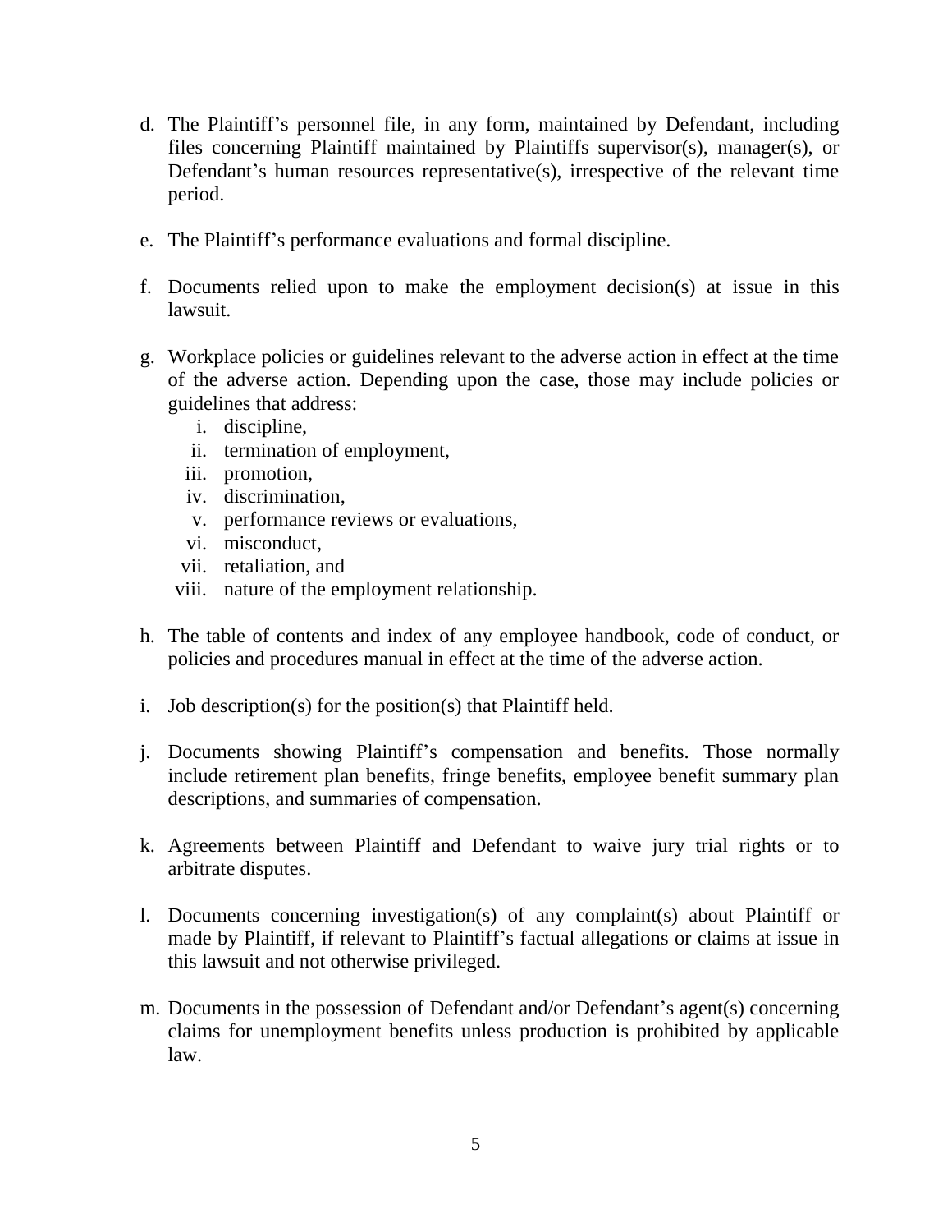d. The Plaintiff's personnel file, in any form, maintained by Defendant, including files concerning Plaintiff maintained by Plaintiffs supervisor(s), manager(s), or Defendant's human resources representative(s), irrespective of the relevant time period.

e. The Plaintiff's performance evaluations and formal discipline.

f. Documents relied upon to make the employment decision(s) at issue in this lawsuit.

g. Workplace policies or guidelines relevant to the adverse action in effect at the time of the adverse action. Depending upon the case, those may include policies or guidelines that address:
   i. discipline,
   ii. termination of employment,
   iii. promotion,
   iv. discrimination,
   v. performance reviews or evaluations,
   vi. misconduct,
   vii. retaliation, and
   viii. nature of the employment relationship.

h. The table of contents and index of any employee handbook, code of conduct, or policies and procedures manual in effect at the time of the adverse action.

i. Job description(s) for the position(s) that Plaintiff held.

j. Documents showing Plaintiff's compensation and benefits. Those normally include retirement plan benefits, fringe benefits, employee benefit summary plan descriptions, and summaries of compensation.

k. Agreements between Plaintiff and Defendant to waive jury trial rights or to arbitrate disputes.

l. Documents concerning investigation(s) of any complaint(s) about Plaintiff or made by Plaintiff, if relevant to Plaintiff's factual allegations or claims at issue in this lawsuit and not otherwise privileged.

m. Documents in the possession of Defendant and/or Defendant's agent(s) concerning claims for unemployment benefits unless production is prohibited by applicable law.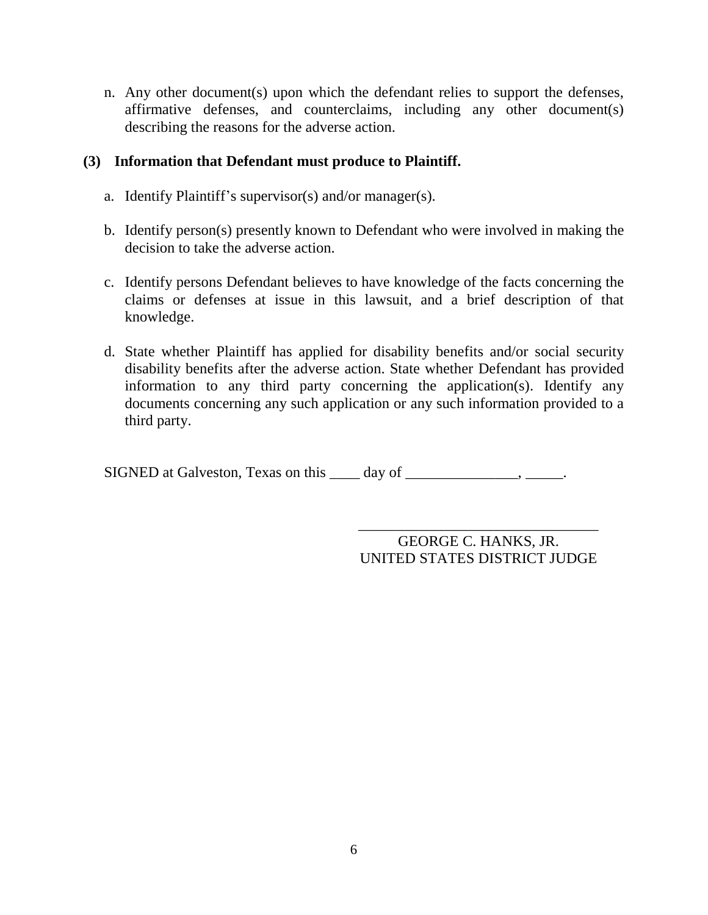n. Any other document(s) upon which the defendant relies to support the defenses, affirmative defenses, and counterclaims, including any other document(s) describing the reasons for the adverse action.

**(3) Information that Defendant must produce to Plaintiff.**

a. Identify Plaintiff's supervisor(s) and/or manager(s).

b. Identify person(s) presently known to Defendant who were involved in making the decision to take the adverse action.

c. Identify persons Defendant believes to have knowledge of the facts concerning the claims or defenses at issue in this lawsuit, and a brief description of that knowledge.

d. State whether Plaintiff has applied for disability benefits and/or social security disability benefits after the adverse action. State whether Defendant has provided information to any third party concerning the application(s). Identify any documents concerning any such application or any such information provided to a third party.

SIGNED at Galveston, Texas on this ____ day of _______________, _____.

_________________________________
GEORGE C. HANKS, JR.
UNITED STATES DISTRICT JUDGE